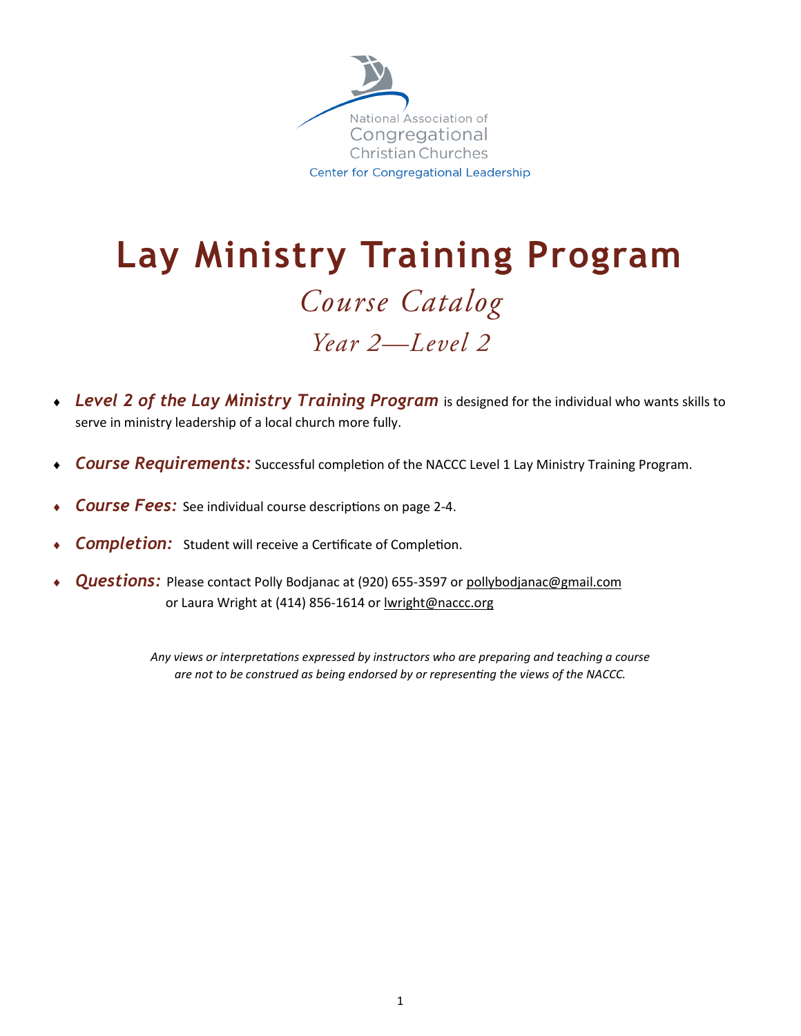National Association of
Congregational
Christian Churches
Center for Congregational Leadership

# Lay Ministry Training Program

## *Course Catalog*

## *Year 2—Level 2*

- ***Level 2 of the Lay Ministry Training Program*** is designed for the individual who wants skills to serve in ministry leadership of a local church more fully.
- ***Course Requirements:*** Successful completion of the NACCC Level 1 Lay Ministry Training Program.
- ***Course Fees:*** See individual course descriptions on page 2-4.
- ***Completion:*** Student will receive a Certificate of Completion.
- ***Questions:*** Please contact Polly Bodjanac at (920) 655-3597 or pollybodjanac@gmail.com
  or Laura Wright at (414) 856-1614 or lwright@naccc.org

*Any views or interpretations expressed by instructors who are preparing and teaching a course are not to be construed as being endorsed by or representing the views of the NACCC.*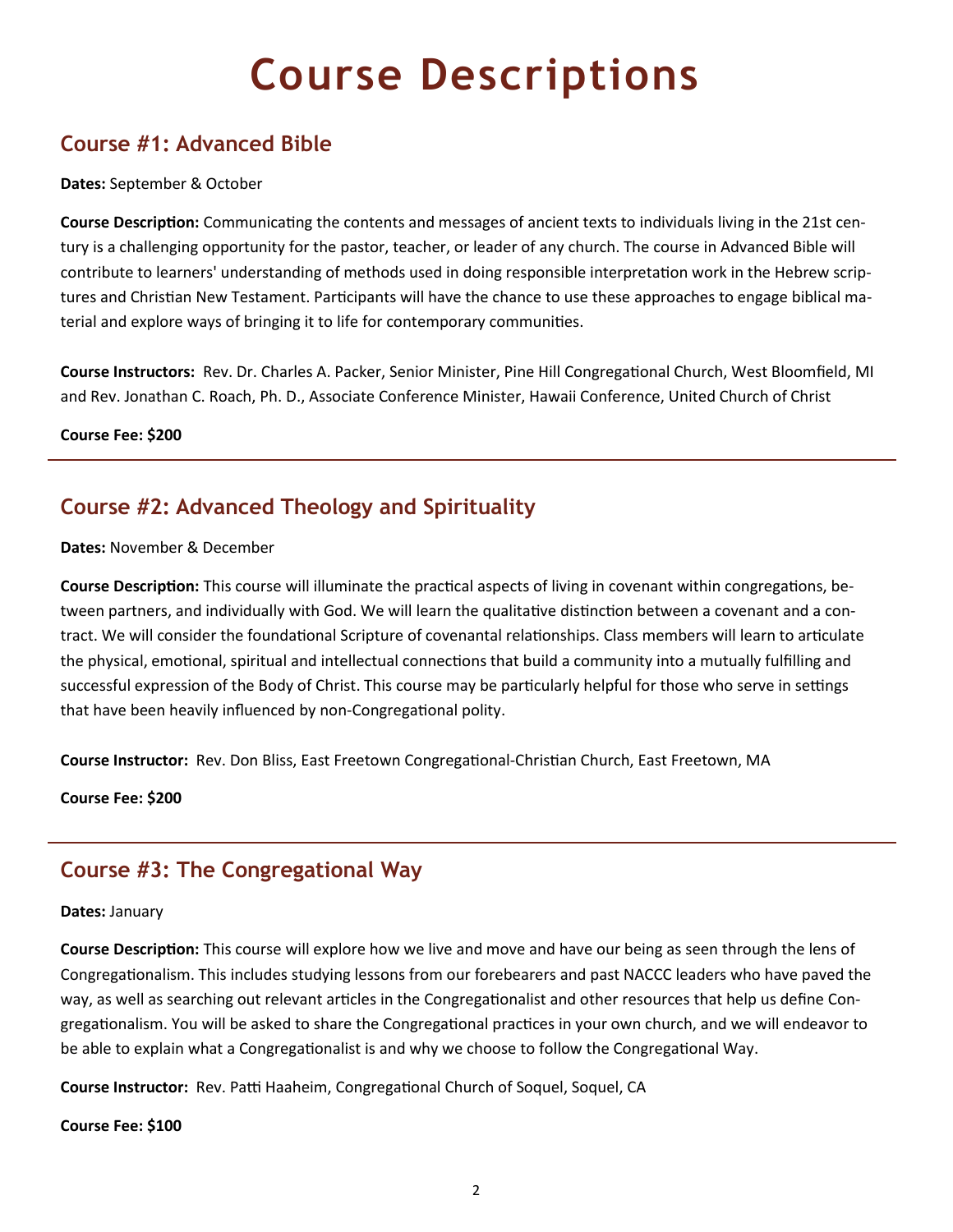# Course Descriptions

## Course #1: Advanced Bible

**Dates:** September & October

**Course Description:** Communicating the contents and messages of ancient texts to individuals living in the 21st century is a challenging opportunity for the pastor, teacher, or leader of any church. The course in Advanced Bible will contribute to learners' understanding of methods used in doing responsible interpretation work in the Hebrew scriptures and Christian New Testament. Participants will have the chance to use these approaches to engage biblical material and explore ways of bringing it to life for contemporary communities.

**Course Instructors:** Rev. Dr. Charles A. Packer, Senior Minister, Pine Hill Congregational Church, West Bloomfield, MI and Rev. Jonathan C. Roach, Ph. D., Associate Conference Minister, Hawaii Conference, United Church of Christ

**Course Fee: $200**

---

## Course #2: Advanced Theology and Spirituality

**Dates:** November & December

**Course Description:** This course will illuminate the practical aspects of living in covenant within congregations, between partners, and individually with God. We will learn the qualitative distinction between a covenant and a contract. We will consider the foundational Scripture of covenantal relationships. Class members will learn to articulate the physical, emotional, spiritual and intellectual connections that build a community into a mutually fulfilling and successful expression of the Body of Christ. This course may be particularly helpful for those who serve in settings that have been heavily influenced by non-Congregational polity.

**Course Instructor:** Rev. Don Bliss, East Freetown Congregational-Christian Church, East Freetown, MA

**Course Fee: $200**

---

## Course #3: The Congregational Way

**Dates:** January

**Course Description:** This course will explore how we live and move and have our being as seen through the lens of Congregationalism. This includes studying lessons from our forebearers and past NACCC leaders who have paved the way, as well as searching out relevant articles in the Congregationalist and other resources that help us define Congregationalism. You will be asked to share the Congregational practices in your own church, and we will endeavor to be able to explain what a Congregationalist is and why we choose to follow the Congregational Way.

**Course Instructor:** Rev. Patti Haaheim, Congregational Church of Soquel, Soquel, CA

**Course Fee: $100**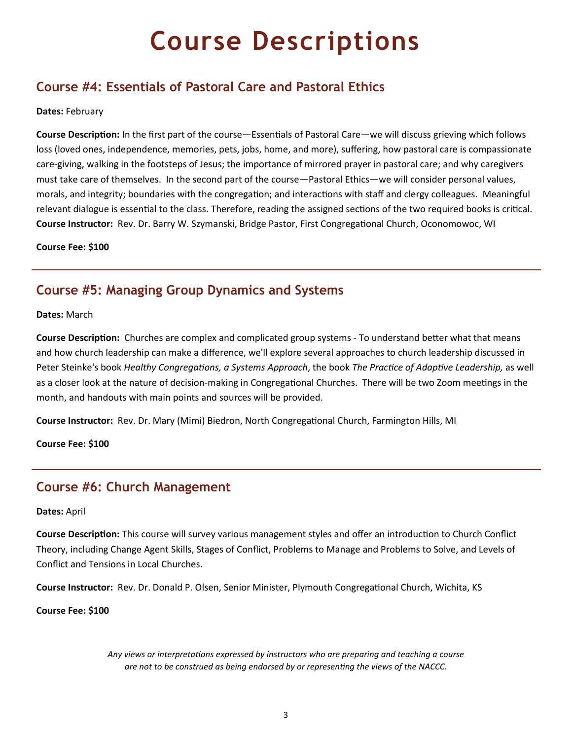# Course Descriptions

## Course #4: Essentials of Pastoral Care and Pastoral Ethics

**Dates:** February

**Course Description:** In the first part of the course—Essentials of Pastoral Care—we will discuss grieving which follows loss (loved ones, independence, memories, pets, jobs, home, and more), suffering, how pastoral care is compassionate care-giving, walking in the footsteps of Jesus; the importance of mirrored prayer in pastoral care; and why caregivers must take care of themselves. In the second part of the course—Pastoral Ethics—we will consider personal values, morals, and integrity; boundaries with the congregation; and interactions with staff and clergy colleagues. Meaningful relevant dialogue is essential to the class. Therefore, reading the assigned sections of the two required books is critical.

**Course Instructor:** Rev. Dr. Barry W. Szymanski, Bridge Pastor, First Congregational Church, Oconomowoc, WI

**Course Fee: $100**

---

## Course #5: Managing Group Dynamics and Systems

**Dates:** March

**Course Description:** Churches are complex and complicated group systems - To understand better what that means and how church leadership can make a difference, we'll explore several approaches to church leadership discussed in Peter Steinke's book *Healthy Congregations, a Systems Approach*, the book *The Practice of Adaptive Leadership,* as well as a closer look at the nature of decision-making in Congregational Churches. There will be two Zoom meetings in the month, and handouts with main points and sources will be provided.

**Course Instructor:** Rev. Dr. Mary (Mimi) Biedron, North Congregational Church, Farmington Hills, MI

**Course Fee: $100**

---

## Course #6: Church Management

**Dates:** April

**Course Description:** This course will survey various management styles and offer an introduction to Church Conflict Theory, including Change Agent Skills, Stages of Conflict, Problems to Manage and Problems to Solve, and Levels of Conflict and Tensions in Local Churches.

**Course Instructor:** Rev. Dr. Donald P. Olsen, Senior Minister, Plymouth Congregational Church, Wichita, KS

**Course Fee: $100**

*Any views or interpretations expressed by instructors who are preparing and teaching a course are not to be construed as being endorsed by or representing the views of the NACCC.*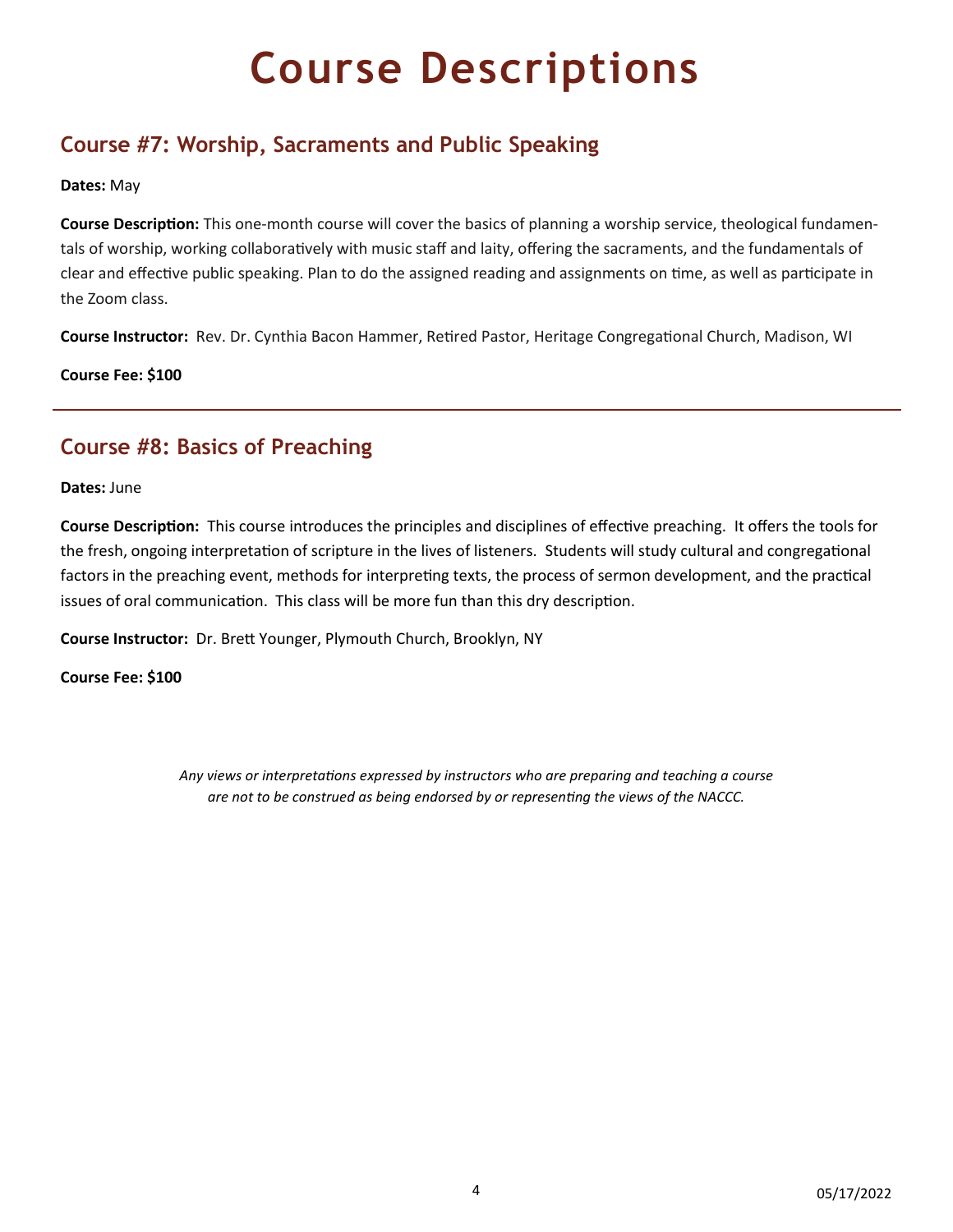# Course Descriptions

## Course #7: Worship, Sacraments and Public Speaking

**Dates:** May

**Course Description:** This one-month course will cover the basics of planning a worship service, theological fundamentals of worship, working collaboratively with music staff and laity, offering the sacraments, and the fundamentals of clear and effective public speaking. Plan to do the assigned reading and assignments on time, as well as participate in the Zoom class.

**Course Instructor:** Rev. Dr. Cynthia Bacon Hammer, Retired Pastor, Heritage Congregational Church, Madison, WI

**Course Fee: $100**

---

## Course #8: Basics of Preaching

**Dates:** June

**Course Description:** This course introduces the principles and disciplines of effective preaching. It offers the tools for the fresh, ongoing interpretation of scripture in the lives of listeners. Students will study cultural and congregational factors in the preaching event, methods for interpreting texts, the process of sermon development, and the practical issues of oral communication. This class will be more fun than this dry description.

**Course Instructor:** Dr. Brett Younger, Plymouth Church, Brooklyn, NY

**Course Fee: $100**

*Any views or interpretations expressed by instructors who are preparing and teaching a course are not to be construed as being endorsed by or representing the views of the NACCC.*